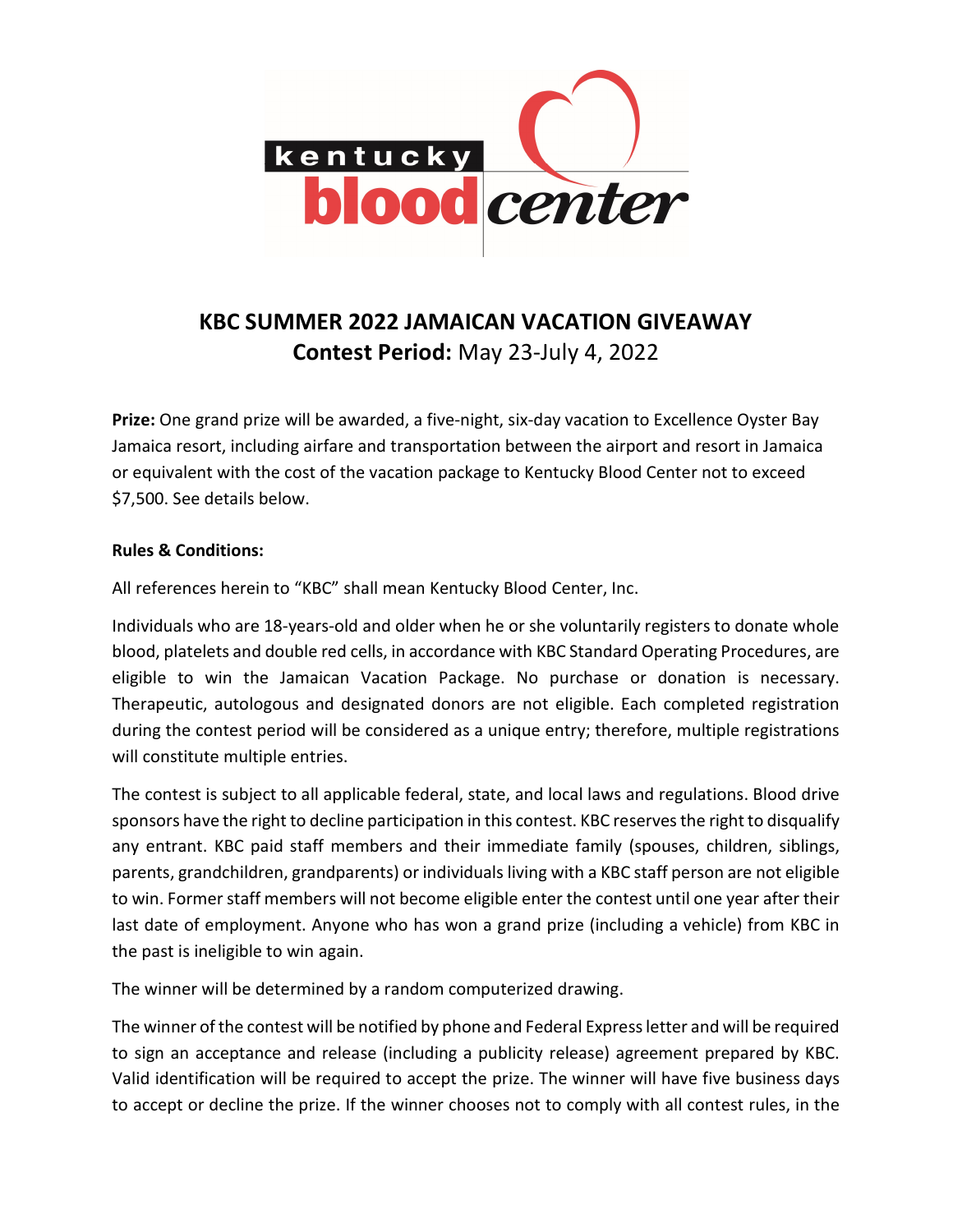# KBC SUMMER 2022 JAMAICAN VACATION GIVEAWAY

## Contest Period: May 23-July 4, 2022

**Prize:** One grand prize will be awarded, a five-night, six-day vacation to Excellence Oyster Bay Jamaica resort, including airfare and transportation between the airport and resort in Jamaica or equivalent with the cost of the vacation package to Kentucky Blood Center not to exceed $7,500. See details below.

**Rules & Conditions:**

All references herein to "KBC" shall mean Kentucky Blood Center, Inc.

Individuals who are 18-years-old and older when he or she voluntarily registers to donate whole blood, platelets and double red cells, in accordance with KBC Standard Operating Procedures, are eligible to win the Jamaican Vacation Package. No purchase or donation is necessary. Therapeutic, autologous and designated donors are not eligible. Each completed registration during the contest period will be considered as a unique entry; therefore, multiple registrations will constitute multiple entries.

The contest is subject to all applicable federal, state, and local laws and regulations. Blood drive sponsors have the right to decline participation in this contest. KBC reserves the right to disqualify any entrant. KBC paid staff members and their immediate family (spouses, children, siblings, parents, grandchildren, grandparents) or individuals living with a KBC staff person are not eligible to win. Former staff members will not become eligible enter the contest until one year after their last date of employment. Anyone who has won a grand prize (including a vehicle) from KBC in the past is ineligible to win again.

The winner will be determined by a random computerized drawing.

The winner of the contest will be notified by phone and Federal Express letter and will be required to sign an acceptance and release (including a publicity release) agreement prepared by KBC. Valid identification will be required to accept the prize. The winner will have five business days to accept or decline the prize. If the winner chooses not to comply with all contest rules, in the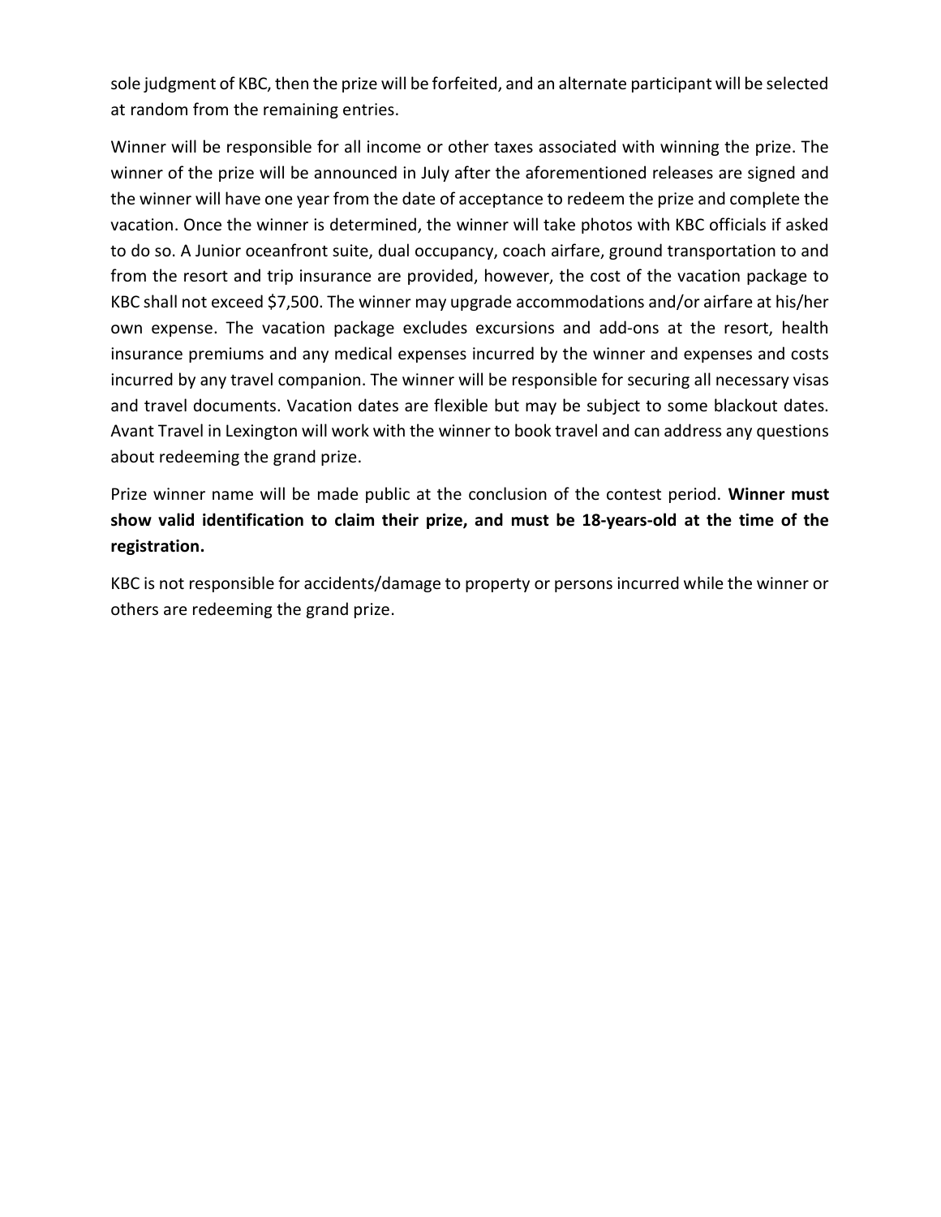sole judgment of KBC, then the prize will be forfeited, and an alternate participant will be selected at random from the remaining entries.

Winner will be responsible for all income or other taxes associated with winning the prize. The winner of the prize will be announced in July after the aforementioned releases are signed and the winner will have one year from the date of acceptance to redeem the prize and complete the vacation. Once the winner is determined, the winner will take photos with KBC officials if asked to do so. A Junior oceanfront suite, dual occupancy, coach airfare, ground transportation to and from the resort and trip insurance are provided, however, the cost of the vacation package to KBC shall not exceed $7,500. The winner may upgrade accommodations and/or airfare at his/her own expense. The vacation package excludes excursions and add-ons at the resort, health insurance premiums and any medical expenses incurred by the winner and expenses and costs incurred by any travel companion. The winner will be responsible for securing all necessary visas and travel documents. Vacation dates are flexible but may be subject to some blackout dates. Avant Travel in Lexington will work with the winner to book travel and can address any questions about redeeming the grand prize.

Prize winner name will be made public at the conclusion of the contest period. **Winner must show valid identification to claim their prize, and must be 18-years-old at the time of the registration.**

KBC is not responsible for accidents/damage to property or persons incurred while the winner or others are redeeming the grand prize.